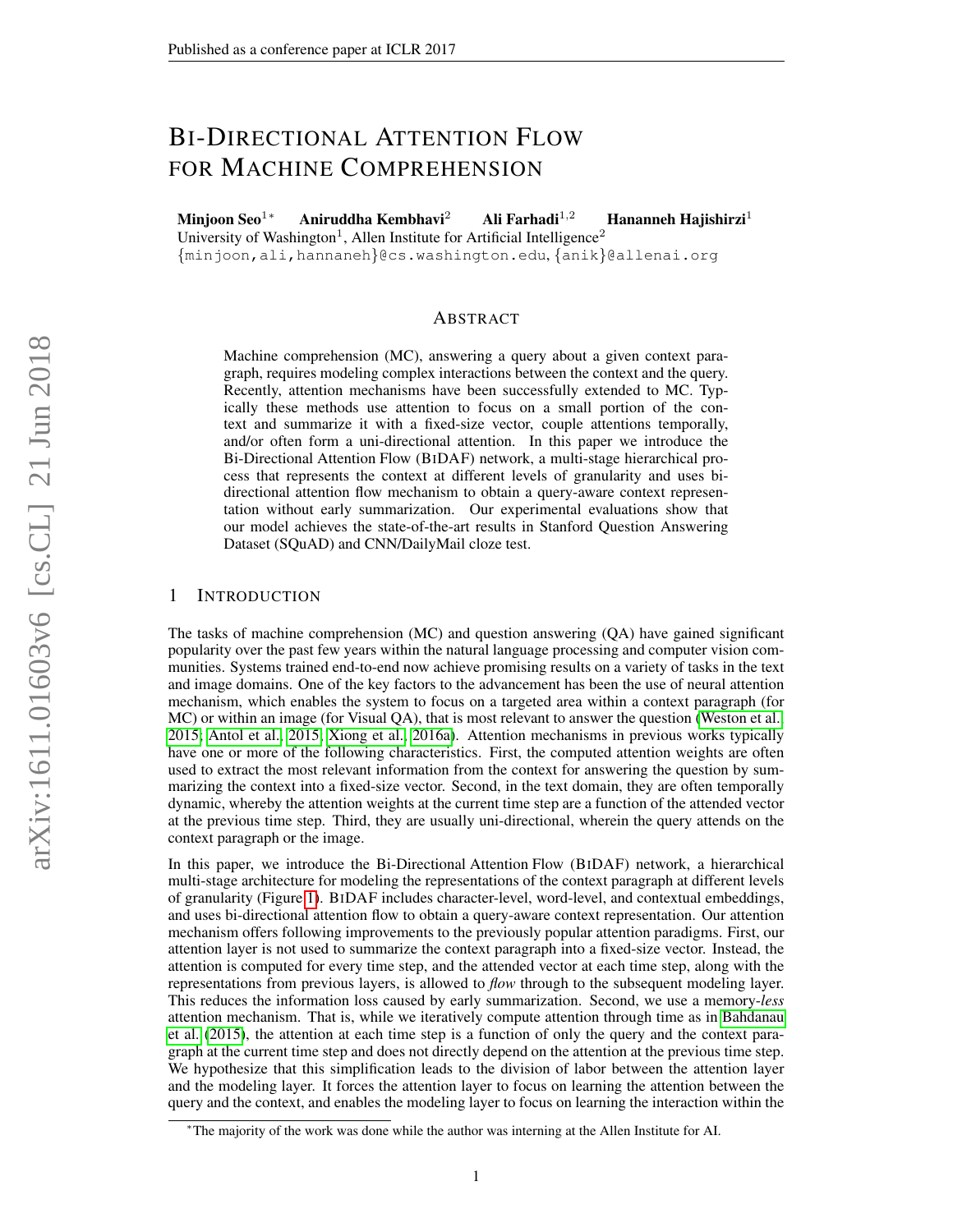# BI-DIRECTIONAL ATTENTION FLOW FOR MACHINE COMPREHENSION

**Minjoon Seo**[1*] **Aniruddha Kembhavi**[2] **Ali Farhadi**[1,2] **Hananneh Hajishirzi**[1]
University of Washington[1], Allen Institute for Artificial Intelligence[2]
{minjoon,ali,hannaneh}@cs.washington.edu, {anik}@allenai.org

## ABSTRACT

Machine comprehension (MC), answering a query about a given context paragraph, requires modeling complex interactions between the context and the query. Recently, attention mechanisms have been successfully extended to MC. Typically these methods use attention to focus on a small portion of the context and summarize it with a fixed-size vector, couple attentions temporally, and/or often form a uni-directional attention. In this paper we introduce the Bi-Directional Attention Flow (BIDAF) network, a multi-stage hierarchical process that represents the context at different levels of granularity and uses bi-directional attention flow mechanism to obtain a query-aware context representation without early summarization. Our experimental evaluations show that our model achieves the state-of-the-art results in Stanford Question Answering Dataset (SQuAD) and CNN/DailyMail cloze test.

## 1 INTRODUCTION

The tasks of machine comprehension (MC) and question answering (QA) have gained significant popularity over the past few years within the natural language processing and computer vision communities. Systems trained end-to-end now achieve promising results on a variety of tasks in the text and image domains. One of the key factors to the advancement has been the use of neural attention mechanism, which enables the system to focus on a targeted area within a context paragraph (for MC) or within an image (for Visual QA), that is most relevant to answer the question (Weston et al., 2015; Antol et al., 2015; Xiong et al., 2016a). Attention mechanisms in previous works typically have one or more of the following characteristics. First, the computed attention weights are often used to extract the most relevant information from the context for answering the question by summarizing the context into a fixed-size vector. Second, in the text domain, they are often temporally dynamic, whereby the attention weights at the current time step are a function of the attended vector at the previous time step. Third, they are usually uni-directional, wherein the query attends on the context paragraph or the image.

In this paper, we introduce the Bi-Directional Attention Flow (BIDAF) network, a hierarchical multi-stage architecture for modeling the representations of the context paragraph at different levels of granularity (Figure 1). BIDAF includes character-level, word-level, and contextual embeddings, and uses bi-directional attention flow to obtain a query-aware context representation. Our attention mechanism offers following improvements to the previously popular attention paradigms. First, our attention layer is not used to summarize the context paragraph into a fixed-size vector. Instead, the attention is computed for every time step, and the attended vector at each time step, along with the representations from previous layers, is allowed to *flow* through to the subsequent modeling layer. This reduces the information loss caused by early summarization. Second, we use a memory-*less* attention mechanism. That is, while we iteratively compute attention through time as in Bahdanau et al. (2015), the attention at each time step is a function of only the query and the context paragraph at the current time step and does not directly depend on the attention at the previous time step. We hypothesize that this simplification leads to the division of labor between the attention layer and the modeling layer. It forces the attention layer to focus on learning the attention between the query and the context, and enables the modeling layer to focus on learning the interaction within the

[*]The majority of the work was done while the author was interning at the Allen Institute for AI.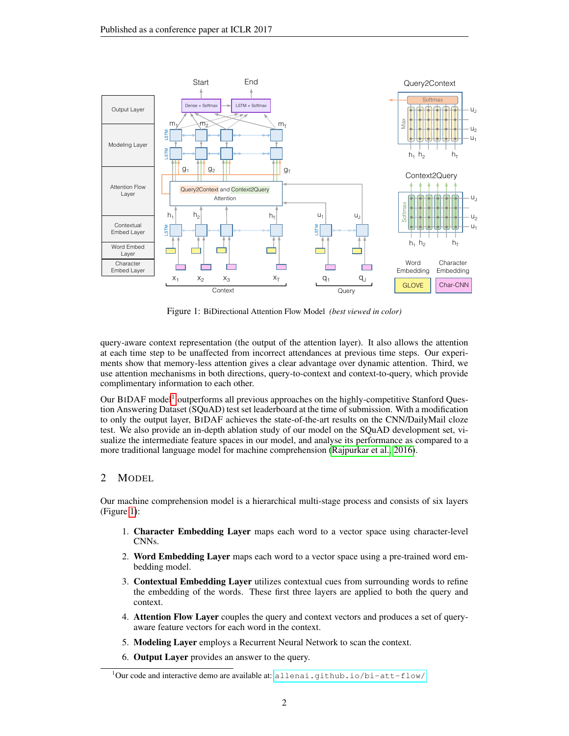Figure 1: BiDirectional Attention Flow Model *(best viewed in color)*

query-aware context representation (the output of the attention layer). It also allows the attention at each time step to be unaffected from incorrect attendances at previous time steps. Our experiments show that memory-less attention gives a clear advantage over dynamic attention. Third, we use attention mechanisms in both directions, query-to-context and context-to-query, which provide complimentary information to each other.

Our BIDAF model[1] outperforms all previous approaches on the highly-competitive Stanford Question Answering Dataset (SQuAD) test set leaderboard at the time of submission. With a modification to only the output layer, BIDAF achieves the state-of-the-art results on the CNN/DailyMail cloze test. We also provide an in-depth ablation study of our model on the SQuAD development set, visualize the intermediate feature spaces in our model, and analyse its performance as compared to a more traditional language model for machine comprehension (Rajpurkar et al., 2016).

## 2 Model

Our machine comprehension model is a hierarchical multi-stage process and consists of six layers (Figure 1):

1. **Character Embedding Layer** maps each word to a vector space using character-level CNNs.
2. **Word Embedding Layer** maps each word to a vector space using a pre-trained word embedding model.
3. **Contextual Embedding Layer** utilizes contextual cues from surrounding words to refine the embedding of the words. These first three layers are applied to both the query and context.
4. **Attention Flow Layer** couples the query and context vectors and produces a set of query-aware feature vectors for each word in the context.
5. **Modeling Layer** employs a Recurrent Neural Network to scan the context.
6. **Output Layer** provides an answer to the query.

[1] Our code and interactive demo are available at: `allenai.github.io/bi-att-flow/`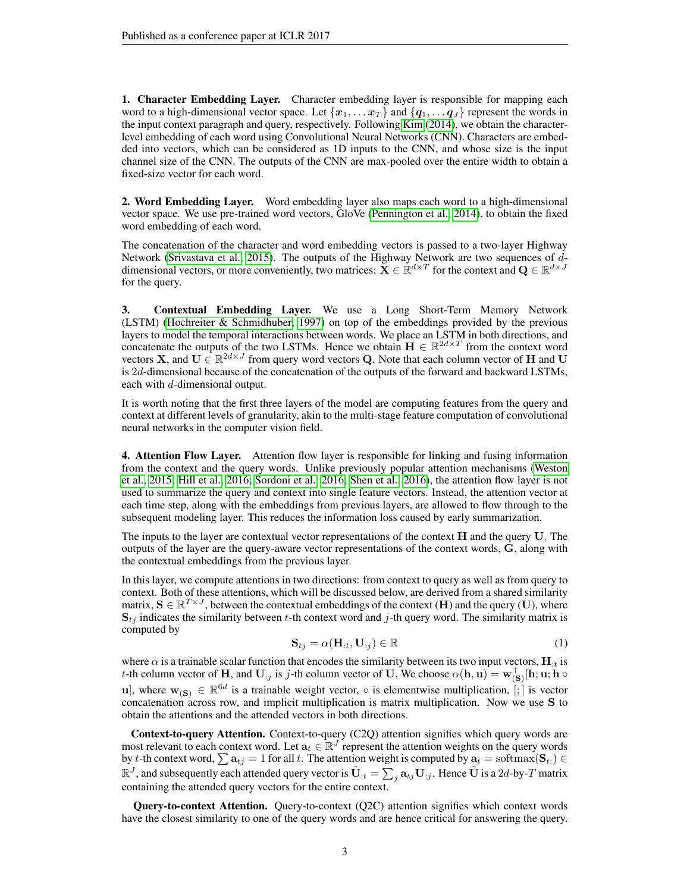**1. Character Embedding Layer.** Character embedding layer is responsible for mapping each word to a high-dimensional vector space. Let $\{\boldsymbol{x}_1, \dots \boldsymbol{x}_T\}$ and $\{\boldsymbol{q}_1, \dots \boldsymbol{q}_J\}$ represent the words in the input context paragraph and query, respectively. Following Kim (2014), we obtain the character-level embedding of each word using Convolutional Neural Networks (CNN). Characters are embedded into vectors, which can be considered as 1D inputs to the CNN, and whose size is the input channel size of the CNN. The outputs of the CNN are max-pooled over the entire width to obtain a fixed-size vector for each word.

**2. Word Embedding Layer.** Word embedding layer also maps each word to a high-dimensional vector space. We use pre-trained word vectors, GloVe (Pennington et al., 2014), to obtain the fixed word embedding of each word.

The concatenation of the character and word embedding vectors is passed to a two-layer Highway Network (Srivastava et al., 2015). The outputs of the Highway Network are two sequences of $d$-dimensional vectors, or more conveniently, two matrices: $\mathbf{X} \in \mathbb{R}^{d \times T}$ for the context and $\mathbf{Q} \in \mathbb{R}^{d \times J}$ for the query.

**3. Contextual Embedding Layer.** We use a Long Short-Term Memory Network (LSTM) (Hochreiter & Schmidhuber, 1997) on top of the embeddings provided by the previous layers to model the temporal interactions between words. We place an LSTM in both directions, and concatenate the outputs of the two LSTMs. Hence we obtain $\mathbf{H} \in \mathbb{R}^{2d \times T}$ from the context word vectors $\mathbf{X}$, and $\mathbf{U} \in \mathbb{R}^{2d \times J}$ from query word vectors $\mathbf{Q}$. Note that each column vector of $\mathbf{H}$ and $\mathbf{U}$ is $2d$-dimensional because of the concatenation of the outputs of the forward and backward LSTMs, each with $d$-dimensional output.

It is worth noting that the first three layers of the model are computing features from the query and context at different levels of granularity, akin to the multi-stage feature computation of convolutional neural networks in the computer vision field.

**4. Attention Flow Layer.** Attention flow layer is responsible for linking and fusing information from the context and the query words. Unlike previously popular attention mechanisms (Weston et al., 2015; Hill et al., 2016; Sordoni et al., 2016; Shen et al., 2016), the attention flow layer is not used to summarize the query and context into single feature vectors. Instead, the attention vector at each time step, along with the embeddings from previous layers, are allowed to flow through to the subsequent modeling layer. This reduces the information loss caused by early summarization.

The inputs to the layer are contextual vector representations of the context $\mathbf{H}$ and the query $\mathbf{U}$. The outputs of the layer are the query-aware vector representations of the context words, $\mathbf{G}$, along with the contextual embeddings from the previous layer.

In this layer, we compute attentions in two directions: from context to query as well as from query to context. Both of these attentions, which will be discussed below, are derived from a shared similarity matrix, $\mathbf{S} \in \mathbb{R}^{T \times J}$, between the contextual embeddings of the context ($\mathbf{H}$) and the query ($\mathbf{U}$), where $\mathbf{S}_{tj}$ indicates the similarity between $t$-th context word and $j$-th query word. The similarity matrix is computed by

$$\mathbf{S}_{tj} = \alpha(\mathbf{H}_{:t}, \mathbf{U}_{:j}) \in \mathbb{R} \tag{1}$$

where $\alpha$ is a trainable scalar function that encodes the similarity between its two input vectors, $\mathbf{H}_{:t}$ is $t$-th column vector of $\mathbf{H}$, and $\mathbf{U}_{:j}$ is $j$-th column vector of $\mathbf{U}$, We choose $\alpha(\mathbf{h}, \mathbf{u}) = \mathbf{w}_{(\mathbf{S})}^\top[\mathbf{h}; \mathbf{u}; \mathbf{h} \circ \mathbf{u}]$, where $\mathbf{w}_{(\mathbf{S})} \in \mathbb{R}^{6d}$ is a trainable weight vector, $\circ$ is elementwise multiplication, $[;]$ is vector concatenation across row, and implicit multiplication is matrix multiplication. Now we use $\mathbf{S}$ to obtain the attentions and the attended vectors in both directions.

**Context-to-query Attention.** Context-to-query (C2Q) attention signifies which query words are most relevant to each context word. Let $\mathbf{a}_t \in \mathbb{R}^J$ represent the attention weights on the query words by $t$-th context word, $\sum \mathbf{a}_{tj} = 1$ for all $t$. The attention weight is computed by $\mathbf{a}_t = \mathrm{softmax}(\mathbf{S}_{t:}) \in \mathbb{R}^J$, and subsequently each attended query vector is $\tilde{\mathbf{U}}_{:t} = \sum_j \mathbf{a}_{tj}\mathbf{U}_{:j}$. Hence $\tilde{\mathbf{U}}$ is a $2d$-by-$T$ matrix containing the attended query vectors for the entire context.

**Query-to-context Attention.** Query-to-context (Q2C) attention signifies which context words have the closest similarity to one of the query words and are hence critical for answering the query.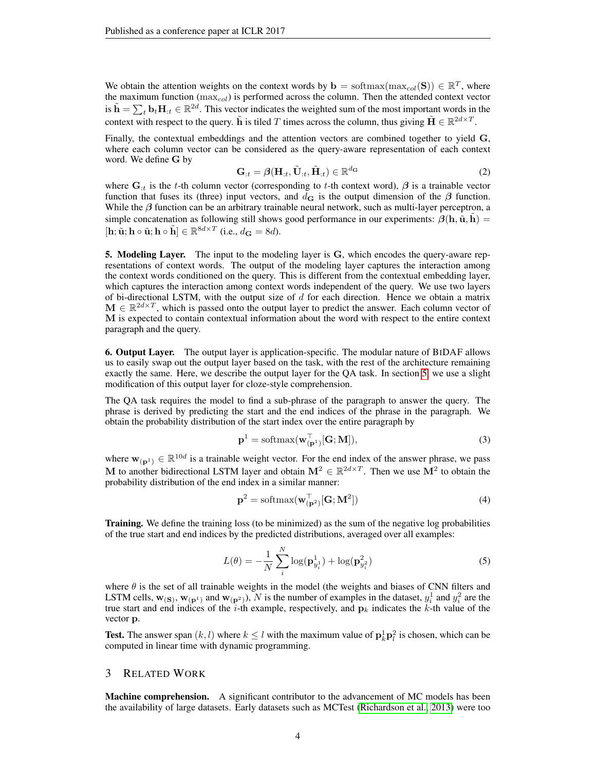We obtain the attention weights on the context words by $\mathbf{b} = \text{softmax}(\max_{col}(\mathbf{S})) \in \mathbb{R}^T$, where the maximum function ($\max_{col}$) is performed across the column. Then the attended context vector is $\tilde{\mathbf{h}} = \sum_t \mathbf{b}_t \mathbf{H}_{:t} \in \mathbb{R}^{2d}$. This vector indicates the weighted sum of the most important words in the context with respect to the query. $\tilde{\mathbf{h}}$ is tiled $T$ times across the column, thus giving $\tilde{\mathbf{H}} \in \mathbb{R}^{2d \times T}$.

Finally, the contextual embeddings and the attention vectors are combined together to yield $\mathbf{G}$, where each column vector can be considered as the query-aware representation of each context word. We define $\mathbf{G}$ by

$$\mathbf{G}_{:t} = \boldsymbol{\beta}(\mathbf{H}_{:t}, \tilde{\mathbf{U}}_{:t}, \tilde{\mathbf{H}}_{:t}) \in \mathbb{R}^{d_{\mathbf{G}}} \tag{2}$$

where $\mathbf{G}_{:t}$ is the $t$-th column vector (corresponding to $t$-th context word), $\boldsymbol{\beta}$ is a trainable vector function that fuses its (three) input vectors, and $d_{\mathbf{G}}$ is the output dimension of the $\boldsymbol{\beta}$ function. While the $\boldsymbol{\beta}$ function can be an arbitrary trainable neural network, such as multi-layer perceptron, a simple concatenation as following still shows good performance in our experiments: $\boldsymbol{\beta}(\mathbf{h}, \tilde{\mathbf{u}}, \tilde{\mathbf{h}}) = [\mathbf{h}; \tilde{\mathbf{u}}; \mathbf{h} \circ \tilde{\mathbf{u}}; \mathbf{h} \circ \tilde{\mathbf{h}}] \in \mathbb{R}^{8d \times T}$ (i.e., $d_{\mathbf{G}} = 8d$).

**5. Modeling Layer.** The input to the modeling layer is $\mathbf{G}$, which encodes the query-aware representations of context words. The output of the modeling layer captures the interaction among the context words conditioned on the query. This is different from the contextual embedding layer, which captures the interaction among context words independent of the query. We use two layers of bi-directional LSTM, with the output size of $d$ for each direction. Hence we obtain a matrix $\mathbf{M} \in \mathbb{R}^{2d \times T}$, which is passed onto the output layer to predict the answer. Each column vector of $\mathbf{M}$ is expected to contain contextual information about the word with respect to the entire context paragraph and the query.

**6. Output Layer.** The output layer is application-specific. The modular nature of BiDAF allows us to easily swap out the output layer based on the task, with the rest of the architecture remaining exactly the same. Here, we describe the output layer for the QA task. In section 5, we use a slight modification of this output layer for cloze-style comprehension.

The QA task requires the model to find a sub-phrase of the paragraph to answer the query. The phrase is derived by predicting the start and the end indices of the phrase in the paragraph. We obtain the probability distribution of the start index over the entire paragraph by

$$\mathbf{p}^1 = \text{softmax}(\mathbf{w}_{(\mathbf{p}^1)}^\top [\mathbf{G}; \mathbf{M}]), \tag{3}$$

where $\mathbf{w}_{(\mathbf{p}^1)} \in \mathbb{R}^{10d}$ is a trainable weight vector. For the end index of the answer phrase, we pass $\mathbf{M}$ to another bidirectional LSTM layer and obtain $\mathbf{M}^2 \in \mathbb{R}^{2d \times T}$. Then we use $\mathbf{M}^2$ to obtain the probability distribution of the end index in a similar manner:

$$\mathbf{p}^2 = \text{softmax}(\mathbf{w}_{(\mathbf{p}^2)}^\top [\mathbf{G}; \mathbf{M}^2]) \tag{4}$$

**Training.** We define the training loss (to be minimized) as the sum of the negative log probabilities of the true start and end indices by the predicted distributions, averaged over all examples:

$$L(\theta) = -\frac{1}{N} \sum_{i}^{N} \log(\mathbf{p}^1_{y_i^1}) + \log(\mathbf{p}^2_{y_i^2}) \tag{5}$$

where $\theta$ is the set of all trainable weights in the model (the weights and biases of CNN filters and LSTM cells, $\mathbf{w}_{(\mathbf{S})}$, $\mathbf{w}_{(\mathbf{p}^1)}$ and $\mathbf{w}_{(\mathbf{p}^2)}$), $N$ is the number of examples in the dataset, $y_i^1$ and $y_i^2$ are the true start and end indices of the $i$-th example, respectively, and $\mathbf{p}_k$ indicates the $k$-th value of the vector $\mathbf{p}$.

**Test.** The answer span $(k, l)$ where $k \leq l$ with the maximum value of $\mathbf{p}^1_k \mathbf{p}^2_l$ is chosen, which can be computed in linear time with dynamic programming.

## 3 Related Work

**Machine comprehension.** A significant contributor to the advancement of MC models has been the availability of large datasets. Early datasets such as MCTest (Richardson et al., 2013) were too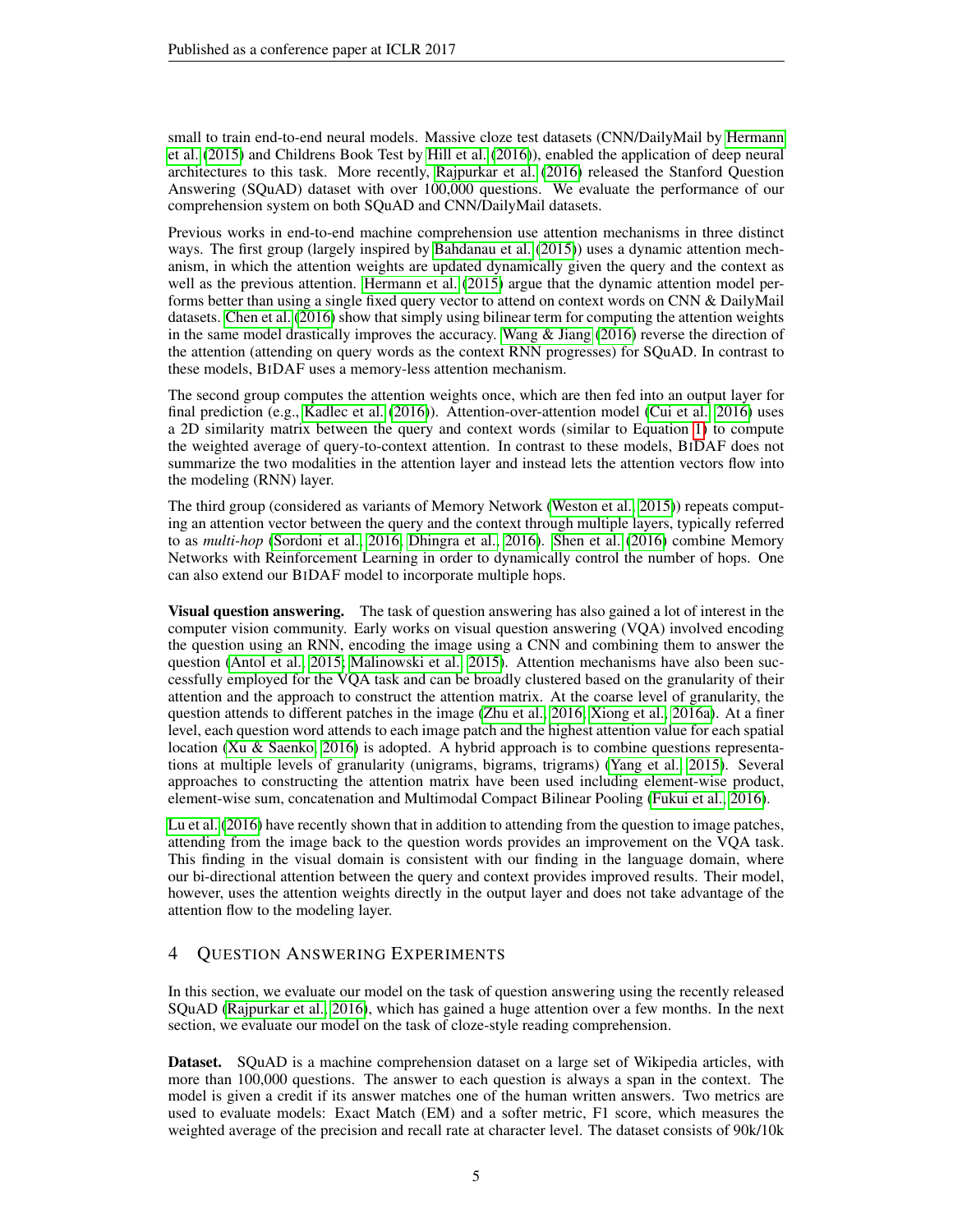small to train end-to-end neural models. Massive cloze test datasets (CNN/DailyMail by Hermann et al. (2015) and Childrens Book Test by Hill et al. (2016)), enabled the application of deep neural architectures to this task. More recently, Rajpurkar et al. (2016) released the Stanford Question Answering (SQuAD) dataset with over 100,000 questions. We evaluate the performance of our comprehension system on both SQuAD and CNN/DailyMail datasets.

Previous works in end-to-end machine comprehension use attention mechanisms in three distinct ways. The first group (largely inspired by Bahdanau et al. (2015)) uses a dynamic attention mechanism, in which the attention weights are updated dynamically given the query and the context as well as the previous attention. Hermann et al. (2015) argue that the dynamic attention model performs better than using a single fixed query vector to attend on context words on CNN & DailyMail datasets. Chen et al. (2016) show that simply using bilinear term for computing the attention weights in the same model drastically improves the accuracy. Wang & Jiang (2016) reverse the direction of the attention (attending on query words as the context RNN progresses) for SQuAD. In contrast to these models, BiDAF uses a memory-less attention mechanism.

The second group computes the attention weights once, which are then fed into an output layer for final prediction (e.g., Kadlec et al. (2016)). Attention-over-attention model (Cui et al., 2016) uses a 2D similarity matrix between the query and context words (similar to Equation 1) to compute the weighted average of query-to-context attention. In contrast to these models, BiDAF does not summarize the two modalities in the attention layer and instead lets the attention vectors flow into the modeling (RNN) layer.

The third group (considered as variants of Memory Network (Weston et al., 2015)) repeats computing an attention vector between the query and the context through multiple layers, typically referred to as *multi-hop* (Sordoni et al., 2016; Dhingra et al., 2016). Shen et al. (2016) combine Memory Networks with Reinforcement Learning in order to dynamically control the number of hops. One can also extend our BiDAF model to incorporate multiple hops.

**Visual question answering.** The task of question answering has also gained a lot of interest in the computer vision community. Early works on visual question answering (VQA) involved encoding the question using an RNN, encoding the image using a CNN and combining them to answer the question (Antol et al., 2015; Malinowski et al., 2015). Attention mechanisms have also been successfully employed for the VQA task and can be broadly clustered based on the granularity of their attention and the approach to construct the attention matrix. At the coarse level of granularity, the question attends to different patches in the image (Zhu et al., 2016; Xiong et al., 2016a). At a finer level, each question word attends to each image patch and the highest attention value for each spatial location (Xu & Saenko, 2016) is adopted. A hybrid approach is to combine questions representations at multiple levels of granularity (unigrams, bigrams, trigrams) (Yang et al., 2015). Several approaches to constructing the attention matrix have been used including element-wise product, element-wise sum, concatenation and Multimodal Compact Bilinear Pooling (Fukui et al., 2016).

Lu et al. (2016) have recently shown that in addition to attending from the question to image patches, attending from the image back to the question words provides an improvement on the VQA task. This finding in the visual domain is consistent with our finding in the language domain, where our bi-directional attention between the query and context provides improved results. Their model, however, uses the attention weights directly in the output layer and does not take advantage of the attention flow to the modeling layer.

## 4 Question Answering Experiments

In this section, we evaluate our model on the task of question answering using the recently released SQuAD (Rajpurkar et al., 2016), which has gained a huge attention over a few months. In the next section, we evaluate our model on the task of cloze-style reading comprehension.

**Dataset.** SQuAD is a machine comprehension dataset on a large set of Wikipedia articles, with more than 100,000 questions. The answer to each question is always a span in the context. The model is given a credit if its answer matches one of the human written answers. Two metrics are used to evaluate models: Exact Match (EM) and a softer metric, F1 score, which measures the weighted average of the precision and recall rate at character level. The dataset consists of 90k/10k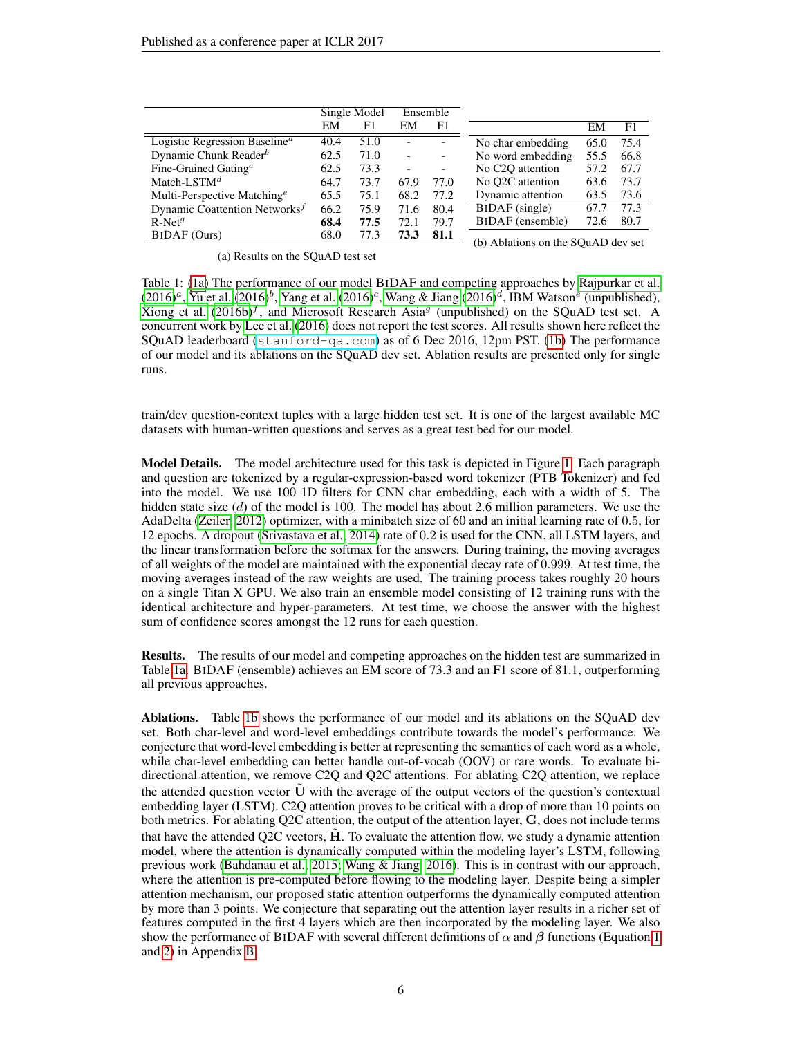| | Single Model | | Ensemble | |
|---|---|---|---|---|
| | EM | F1 | EM | F1 |
| Logistic Regression Baseline[a] | 40.4 | 51.0 | - | - |
| Dynamic Chunk Reader[b] | 62.5 | 71.0 | - | - |
| Fine-Grained Gating[c] | 62.5 | 73.3 | - | - |
| Match-LSTM[d] | 64.7 | 73.7 | 67.9 | 77.0 |
| Multi-Perspective Matching[e] | 65.5 | 75.1 | 68.2 | 77.2 |
| Dynamic Coattention Networks[f] | 66.2 | 75.9 | 71.6 | 80.4 |
| R-Net[g] | **68.4** | **77.5** | 72.1 | 79.7 |
| BiDAF (Ours) | 68.0 | 77.3 | **73.3** | **81.1** |

(a) Results on the SQuAD test set

| | EM | F1 |
|---|---|---|
| No char embedding | 65.0 | 75.4 |
| No word embedding | 55.5 | 66.8 |
| No C2Q attention | 57.2 | 67.7 |
| No Q2C attention | 63.6 | 73.7 |
| Dynamic attention | 63.5 | 73.6 |
| BiDAF (single) | 67.7 | 77.3 |
| BiDAF (ensemble) | 72.6 | 80.7 |

(b) Ablations on the SQuAD dev set

Table 1: (1a) The performance of our model BiDAF and competing approaches by Rajpurkar et al. (2016)[a], Yu et al. (2016)[b], Yang et al. (2016)[c], Wang & Jiang (2016)[d], IBM Watson[e] (unpublished), Xiong et al. (2016b)[f], and Microsoft Research Asia[g] (unpublished) on the SQuAD test set. A concurrent work by Lee et al. (2016) does not report the test scores. All results shown here reflect the SQuAD leaderboard (stanford-qa.com) as of 6 Dec 2016, 12pm PST. (1b) The performance of our model and its ablations on the SQuAD dev set. Ablation results are presented only for single runs.

train/dev question-context tuples with a large hidden test set. It is one of the largest available MC datasets with human-written questions and serves as a great test bed for our model.

**Model Details.** The model architecture used for this task is depicted in Figure 1. Each paragraph and question are tokenized by a regular-expression-based word tokenizer (PTB Tokenizer) and fed into the model. We use 100 1D filters for CNN char embedding, each with a width of 5. The hidden state size ($d$) of the model is 100. The model has about 2.6 million parameters. We use the AdaDelta (Zeiler, 2012) optimizer, with a minibatch size of 60 and an initial learning rate of 0.5, for 12 epochs. A dropout (Srivastava et al., 2014) rate of 0.2 is used for the CNN, all LSTM layers, and the linear transformation before the softmax for the answers. During training, the moving averages of all weights of the model are maintained with the exponential decay rate of 0.999. At test time, the moving averages instead of the raw weights are used. The training process takes roughly 20 hours on a single Titan X GPU. We also train an ensemble model consisting of 12 training runs with the identical architecture and hyper-parameters. At test time, we choose the answer with the highest sum of confidence scores amongst the 12 runs for each question.

**Results.** The results of our model and competing approaches on the hidden test are summarized in Table 1a. BiDAF (ensemble) achieves an EM score of 73.3 and an F1 score of 81.1, outperforming all previous approaches.

**Ablations.** Table 1b shows the performance of our model and its ablations on the SQuAD dev set. Both char-level and word-level embeddings contribute towards the model's performance. We conjecture that word-level embedding is better at representing the semantics of each word as a whole, while char-level embedding can better handle out-of-vocab (OOV) or rare words. To evaluate bi-directional attention, we remove C2Q and Q2C attentions. For ablating C2Q attention, we replace the attended question vector $\tilde{\mathbf{U}}$ with the average of the output vectors of the question's contextual embedding layer (LSTM). C2Q attention proves to be critical with a drop of more than 10 points on both metrics. For ablating Q2C attention, the output of the attention layer, $\mathbf{G}$, does not include terms that have the attended Q2C vectors, $\tilde{\mathbf{H}}$. To evaluate the attention flow, we study a dynamic attention model, where the attention is dynamically computed within the modeling layer's LSTM, following previous work (Bahdanau et al., 2015; Wang & Jiang, 2016). This is in contrast with our approach, where the attention is pre-computed before flowing to the modeling layer. Despite being a simpler attention mechanism, our proposed static attention outperforms the dynamically computed attention by more than 3 points. We conjecture that separating out the attention layer results in a richer set of features computed in the first 4 layers which are then incorporated by the modeling layer. We also show the performance of BiDAF with several different definitions of $\alpha$ and $\boldsymbol{\beta}$ functions (Equation 1 and 2) in Appendix B.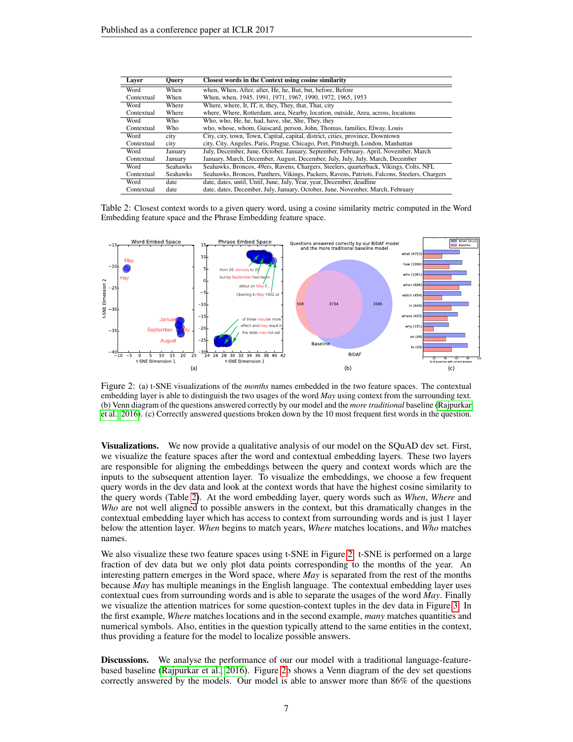| Layer | Query | Closest words in the Context using cosine similarity |
|---|---|---|
| Word | When | when, When, After, after, He, he, But, but, before, Before |
| Contextual | When | When, when, 1945, 1991, 1971, 1967, 1990, 1972, 1965, 1953 |
| Word | Where | Where, where, It, IT, it, they, They, that, That, city |
| Contextual | Where | where, Where, Rotterdam, area, Nearby, location, outside, Area, across, locations |
| Word | Who | Who, who, He, he, had, have, she, She, They, they |
| Contextual | Who | who, whose, whom, Guiscard, person, John, Thomas, families, Elway, Louis |
| Word | city | City, city, town, Town, Capital, capital, district, cities, province, Downtown |
| Contextual | city | city, City, Angeles, Paris, Prague, Chicago, Port, Pittsburgh, London, Manhattan |
| Word | January | July, December, June, October, January, September, February, April, November, March |
| Contextual | January | January, March, December, August, December, July, July, July, March, December |
| Word | Seahawks | Seahawks, Broncos, 49ers, Ravens, Chargers, Steelers, quarterback, Vikings, Colts, NFL |
| Contextual | Seahawks | Seahawks, Broncos, Panthers, Vikings, Packers, Ravens, Patriots, Falcons, Steelers, Chargers |
| Word | date | date, dates, until, Until, June, July, Year, year, December, deadline |
| Contextual | date | date, dates, December, July, January, October, June, November, March, February |

Table 2: Closest context words to a given query word, using a cosine similarity metric computed in the Word Embedding feature space and the Phrase Embedding feature space.

Figure 2: (a) t-SNE visualizations of the *months* names embedded in the two feature spaces. The contextual embedding layer is able to distinguish the two usages of the word *May* using context from the surrounding text. (b) Venn diagram of the questions answered correctly by our model and the *more traditional* baseline (Rajpurkar et al., 2016). (c) Correctly answered questions broken down by the 10 most frequent first words in the question.

**Visualizations.** We now provide a qualitative analysis of our model on the SQuAD dev set. First, we visualize the feature spaces after the word and contextual embedding layers. These two layers are responsible for aligning the embeddings between the query and context words which are the inputs to the subsequent attention layer. To visualize the embeddings, we choose a few frequent query words in the dev data and look at the context words that have the highest cosine similarity to the query words (Table 2). At the word embedding layer, query words such as *When*, *Where* and *Who* are not well aligned to possible answers in the context, but this dramatically changes in the contextual embedding layer which has access to context from surrounding words and is just 1 layer below the attention layer. *When* begins to match years, *Where* matches locations, and *Who* matches names.

We also visualize these two feature spaces using t-SNE in Figure 2. t-SNE is performed on a large fraction of dev data but we only plot data points corresponding to the months of the year. An interesting pattern emerges in the Word space, where *May* is separated from the rest of the months because *May* has multiple meanings in the English language. The contextual embedding layer uses contextual cues from surrounding words and is able to separate the usages of the word *May*. Finally we visualize the attention matrices for some question-context tuples in the dev data in Figure 3. In the first example, *Where* matches locations and in the second example, *many* matches quantities and numerical symbols. Also, entities in the question typically attend to the same entities in the context, thus providing a feature for the model to localize possible answers.

**Discussions.** We analyse the performance of our our model with a traditional language-feature-based baseline (Rajpurkar et al., 2016). Figure 2b shows a Venn diagram of the dev set questions correctly answered by the models. Our model is able to answer more than 86% of the questions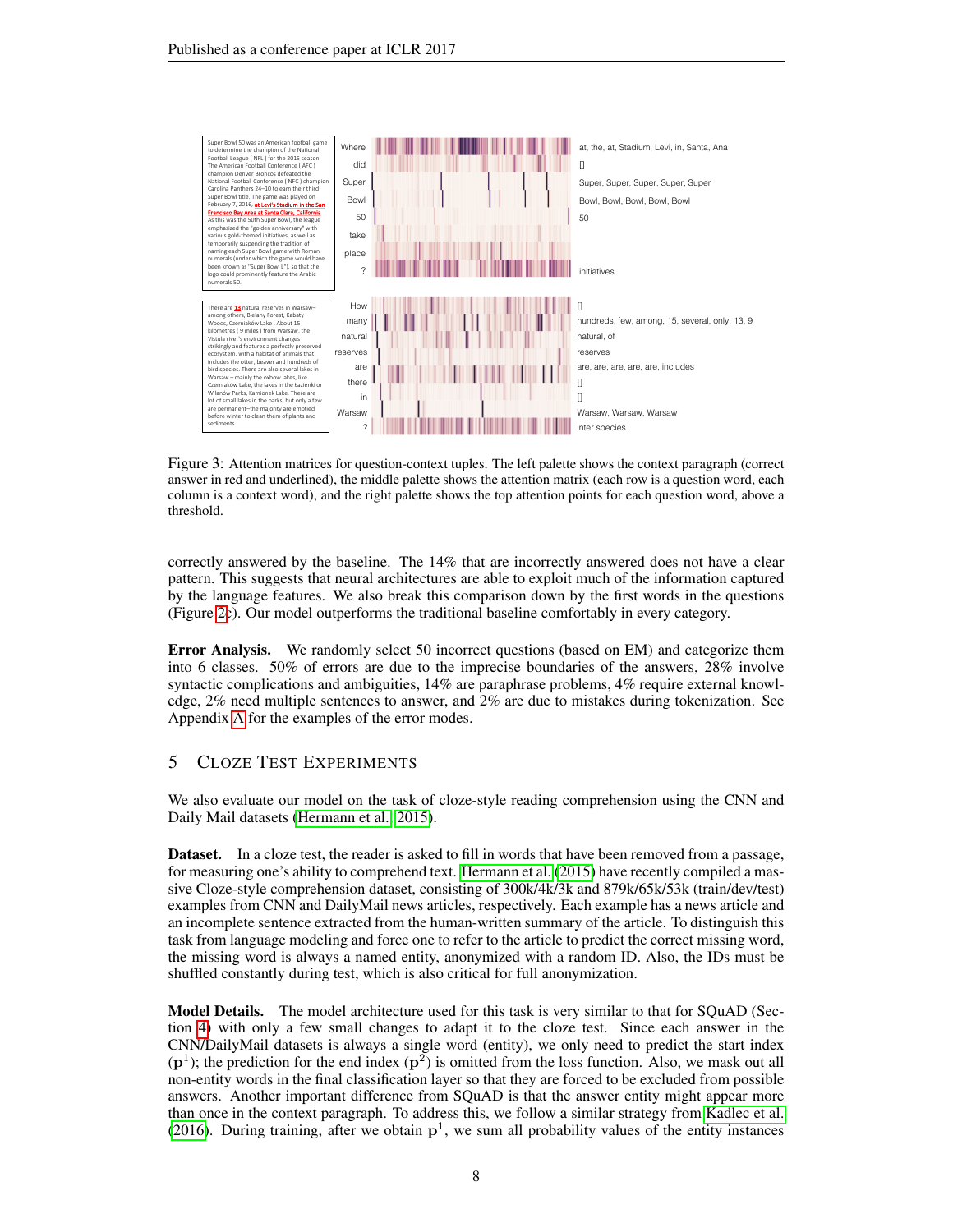Figure 3: Attention matrices for question-context tuples. The left palette shows the context paragraph (correct answer in red and underlined), the middle palette shows the attention matrix (each row is a question word, each column is a context word), and the right palette shows the top attention points for each question word, above a threshold.

correctly answered by the baseline. The 14% that are incorrectly answered does not have a clear pattern. This suggests that neural architectures are able to exploit much of the information captured by the language features. We also break this comparison down by the first words in the questions (Figure 2c). Our model outperforms the traditional baseline comfortably in every category.

**Error Analysis.** We randomly select 50 incorrect questions (based on EM) and categorize them into 6 classes. 50% of errors are due to the imprecise boundaries of the answers, 28% involve syntactic complications and ambiguities, 14% are paraphrase problems, 4% require external knowledge, 2% need multiple sentences to answer, and 2% are due to mistakes during tokenization. See Appendix A for the examples of the error modes.

## 5 Cloze Test Experiments

We also evaluate our model on the task of cloze-style reading comprehension using the CNN and Daily Mail datasets (Hermann et al., 2015).

**Dataset.** In a cloze test, the reader is asked to fill in words that have been removed from a passage, for measuring one's ability to comprehend text. Hermann et al. (2015) have recently compiled a massive Cloze-style comprehension dataset, consisting of 300k/4k/3k and 879k/65k/53k (train/dev/test) examples from CNN and DailyMail news articles, respectively. Each example has a news article and an incomplete sentence extracted from the human-written summary of the article. To distinguish this task from language modeling and force one to refer to the article to predict the correct missing word, the missing word is always a named entity, anonymized with a random ID. Also, the IDs must be shuffled constantly during test, which is also critical for full anonymization.

**Model Details.** The model architecture used for this task is very similar to that for SQuAD (Section 4) with only a few small changes to adapt it to the cloze test. Since each answer in the CNN/DailyMail datasets is always a single word (entity), we only need to predict the start index ($\mathbf{p}^1$); the prediction for the end index ($\mathbf{p}^2$) is omitted from the loss function. Also, we mask out all non-entity words in the final classification layer so that they are forced to be excluded from possible answers. Another important difference from SQuAD is that the answer entity might appear more than once in the context paragraph. To address this, we follow a similar strategy from Kadlec et al. (2016). During training, after we obtain $\mathbf{p}^1$, we sum all probability values of the entity instances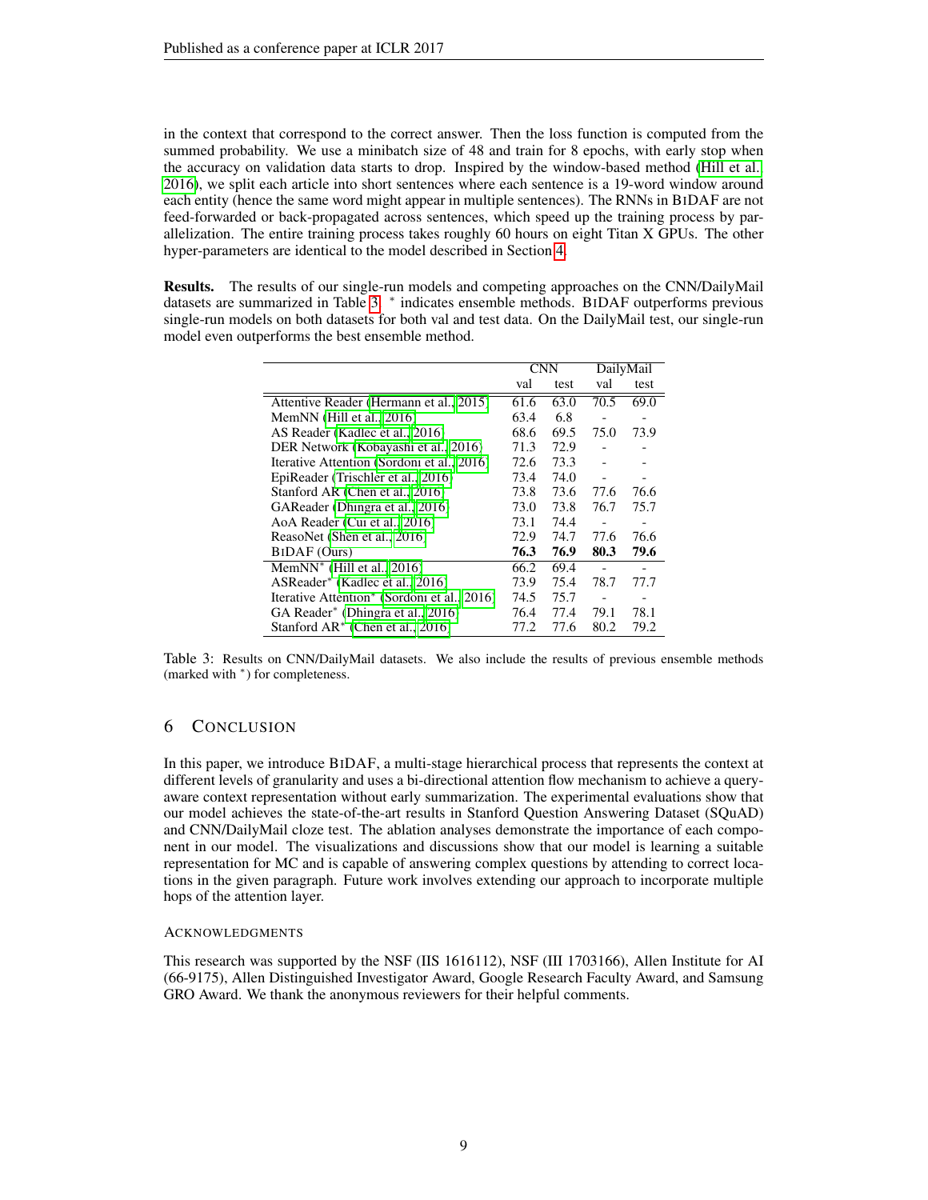in the context that correspond to the correct answer. Then the loss function is computed from the summed probability. We use a minibatch size of 48 and train for 8 epochs, with early stop when the accuracy on validation data starts to drop. Inspired by the window-based method (Hill et al., 2016), we split each article into short sentences where each sentence is a 19-word window around each entity (hence the same word might appear in multiple sentences). The RNNs in BIDAF are not feed-forwarded or back-propagated across sentences, which speed up the training process by parallelization. The entire training process takes roughly 60 hours on eight Titan X GPUs. The other hyper-parameters are identical to the model described in Section 4.

**Results.** The results of our single-run models and competing approaches on the CNN/DailyMail datasets are summarized in Table 3. * indicates ensemble methods. BIDAF outperforms previous single-run models on both datasets for both val and test data. On the DailyMail test, our single-run model even outperforms the best ensemble method.

| | CNN | | DailyMail | |
|---|---|---|---|---|
| | val | test | val | test |
| Attentive Reader (Hermann et al., 2015) | 61.6 | 63.0 | 70.5 | 69.0 |
| MemNN (Hill et al., 2016) | 63.4 | 6.8 | - | - |
| AS Reader (Kadlec et al., 2016) | 68.6 | 69.5 | 75.0 | 73.9 |
| DER Network (Kobayashi et al., 2016) | 71.3 | 72.9 | - | - |
| Iterative Attention (Sordoni et al., 2016) | 72.6 | 73.3 | - | - |
| EpiReader (Trischler et al., 2016) | 73.4 | 74.0 | - | - |
| Stanford AR (Chen et al., 2016) | 73.8 | 73.6 | 77.6 | 76.6 |
| GAReader (Dhingra et al., 2016) | 73.0 | 73.8 | 76.7 | 75.7 |
| AoA Reader (Cui et al., 2016) | 73.1 | 74.4 | - | - |
| ReasoNet (Shen et al., 2016) | 72.9 | 74.7 | 77.6 | 76.6 |
| BIDAF (Ours) | **76.3** | **76.9** | **80.3** | **79.6** |
| MemNN* (Hill et al., 2016) | 66.2 | 69.4 | - | - |
| ASReader* (Kadlec et al., 2016) | 73.9 | 75.4 | 78.7 | 77.7 |
| Iterative Attention* (Sordoni et al., 2016) | 74.5 | 75.7 | - | - |
| GA Reader* (Dhingra et al., 2016) | 76.4 | 77.4 | 79.1 | 78.1 |
| Stanford AR* (Chen et al., 2016) | 77.2 | 77.6 | 80.2 | 79.2 |

Table 3: Results on CNN/DailyMail datasets. We also include the results of previous ensemble methods (marked with *) for completeness.

## 6 Conclusion

In this paper, we introduce BIDAF, a multi-stage hierarchical process that represents the context at different levels of granularity and uses a bi-directional attention flow mechanism to achieve a query-aware context representation without early summarization. The experimental evaluations show that our model achieves the state-of-the-art results in Stanford Question Answering Dataset (SQuAD) and CNN/DailyMail cloze test. The ablation analyses demonstrate the importance of each component in our model. The visualizations and discussions show that our model is learning a suitable representation for MC and is capable of answering complex questions by attending to correct locations in the given paragraph. Future work involves extending our approach to incorporate multiple hops of the attention layer.

### Acknowledgments

This research was supported by the NSF (IIS 1616112), NSF (III 1703166), Allen Institute for AI (66-9175), Allen Distinguished Investigator Award, Google Research Faculty Award, and Samsung GRO Award. We thank the anonymous reviewers for their helpful comments.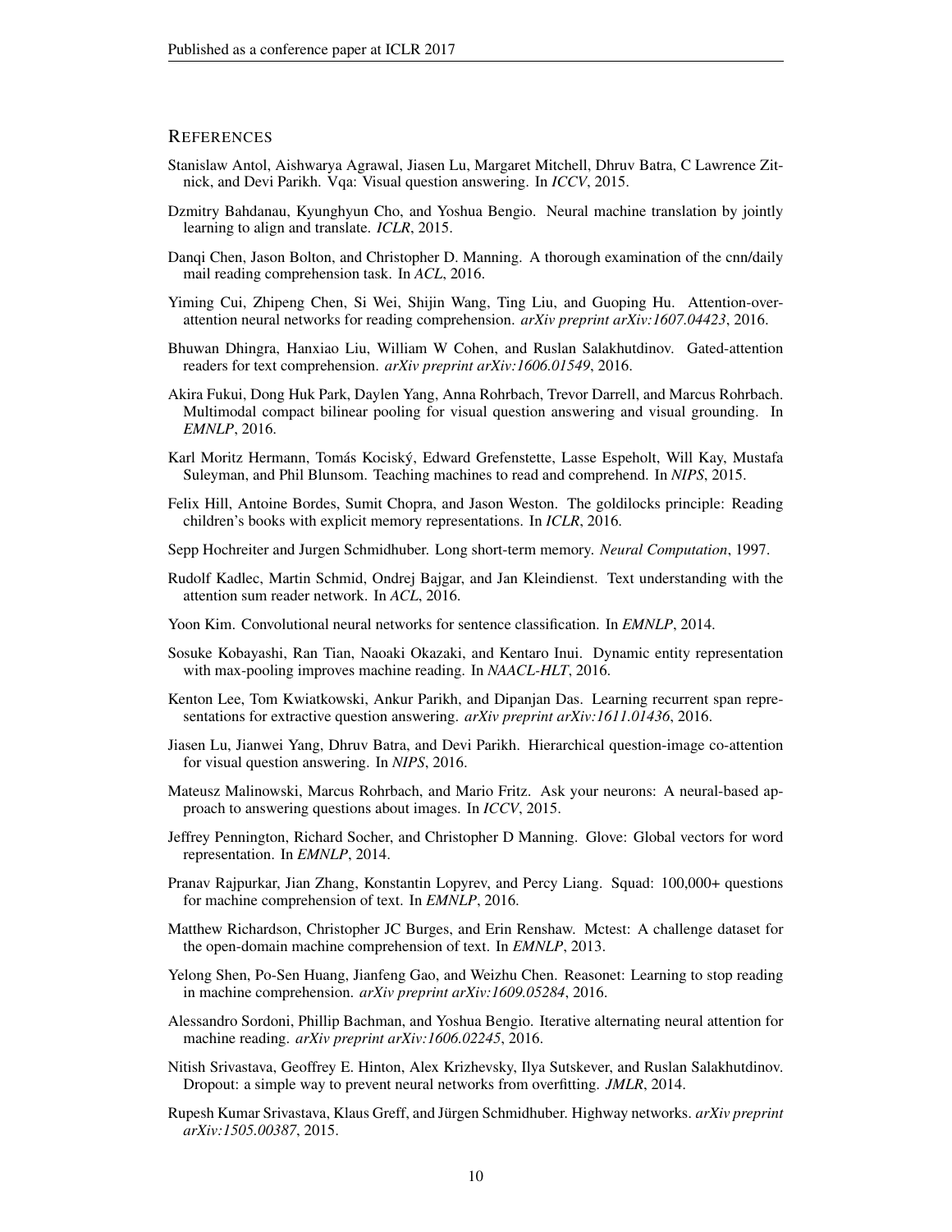## REFERENCES

Stanislaw Antol, Aishwarya Agrawal, Jiasen Lu, Margaret Mitchell, Dhruv Batra, C Lawrence Zitnick, and Devi Parikh. Vqa: Visual question answering. In *ICCV*, 2015.

Dzmitry Bahdanau, Kyunghyun Cho, and Yoshua Bengio. Neural machine translation by jointly learning to align and translate. *ICLR*, 2015.

Danqi Chen, Jason Bolton, and Christopher D. Manning. A thorough examination of the cnn/daily mail reading comprehension task. In *ACL*, 2016.

Yiming Cui, Zhipeng Chen, Si Wei, Shijin Wang, Ting Liu, and Guoping Hu. Attention-over-attention neural networks for reading comprehension. *arXiv preprint arXiv:1607.04423*, 2016.

Bhuwan Dhingra, Hanxiao Liu, William W Cohen, and Ruslan Salakhutdinov. Gated-attention readers for text comprehension. *arXiv preprint arXiv:1606.01549*, 2016.

Akira Fukui, Dong Huk Park, Daylen Yang, Anna Rohrbach, Trevor Darrell, and Marcus Rohrbach. Multimodal compact bilinear pooling for visual question answering and visual grounding. In *EMNLP*, 2016.

Karl Moritz Hermann, Tomás Kociský, Edward Grefenstette, Lasse Espeholt, Will Kay, Mustafa Suleyman, and Phil Blunsom. Teaching machines to read and comprehend. In *NIPS*, 2015.

Felix Hill, Antoine Bordes, Sumit Chopra, and Jason Weston. The goldilocks principle: Reading children's books with explicit memory representations. In *ICLR*, 2016.

Sepp Hochreiter and Jurgen Schmidhuber. Long short-term memory. *Neural Computation*, 1997.

Rudolf Kadlec, Martin Schmid, Ondrej Bajgar, and Jan Kleindienst. Text understanding with the attention sum reader network. In *ACL*, 2016.

Yoon Kim. Convolutional neural networks for sentence classification. In *EMNLP*, 2014.

Sosuke Kobayashi, Ran Tian, Naoaki Okazaki, and Kentaro Inui. Dynamic entity representation with max-pooling improves machine reading. In *NAACL-HLT*, 2016.

Kenton Lee, Tom Kwiatkowski, Ankur Parikh, and Dipanjan Das. Learning recurrent span representations for extractive question answering. *arXiv preprint arXiv:1611.01436*, 2016.

Jiasen Lu, Jianwei Yang, Dhruv Batra, and Devi Parikh. Hierarchical question-image co-attention for visual question answering. In *NIPS*, 2016.

Mateusz Malinowski, Marcus Rohrbach, and Mario Fritz. Ask your neurons: A neural-based approach to answering questions about images. In *ICCV*, 2015.

Jeffrey Pennington, Richard Socher, and Christopher D Manning. Glove: Global vectors for word representation. In *EMNLP*, 2014.

Pranav Rajpurkar, Jian Zhang, Konstantin Lopyrev, and Percy Liang. Squad: 100,000+ questions for machine comprehension of text. In *EMNLP*, 2016.

Matthew Richardson, Christopher JC Burges, and Erin Renshaw. Mctest: A challenge dataset for the open-domain machine comprehension of text. In *EMNLP*, 2013.

Yelong Shen, Po-Sen Huang, Jianfeng Gao, and Weizhu Chen. Reasonet: Learning to stop reading in machine comprehension. *arXiv preprint arXiv:1609.05284*, 2016.

Alessandro Sordoni, Phillip Bachman, and Yoshua Bengio. Iterative alternating neural attention for machine reading. *arXiv preprint arXiv:1606.02245*, 2016.

Nitish Srivastava, Geoffrey E. Hinton, Alex Krizhevsky, Ilya Sutskever, and Ruslan Salakhutdinov. Dropout: a simple way to prevent neural networks from overfitting. *JMLR*, 2014.

Rupesh Kumar Srivastava, Klaus Greff, and Jürgen Schmidhuber. Highway networks. *arXiv preprint arXiv:1505.00387*, 2015.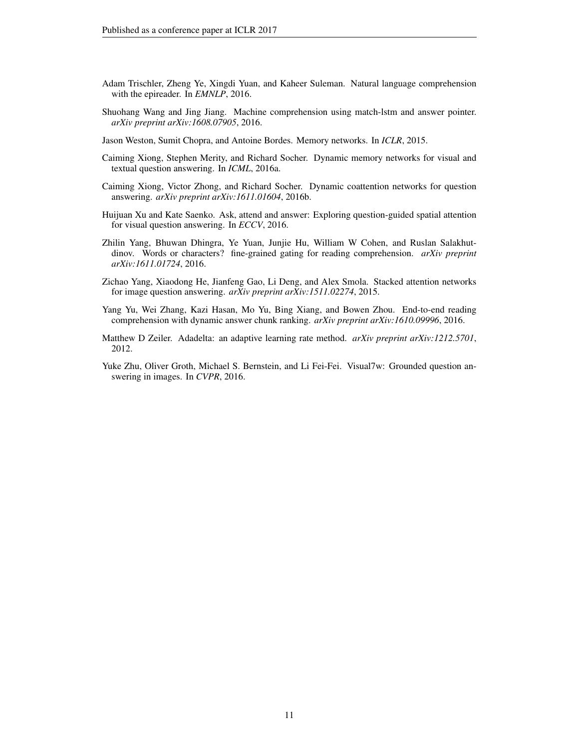Adam Trischler, Zheng Ye, Xingdi Yuan, and Kaheer Suleman. Natural language comprehension with the epireader. In *EMNLP*, 2016.

Shuohang Wang and Jing Jiang. Machine comprehension using match-lstm and answer pointer. *arXiv preprint arXiv:1608.07905*, 2016.

Jason Weston, Sumit Chopra, and Antoine Bordes. Memory networks. In *ICLR*, 2015.

Caiming Xiong, Stephen Merity, and Richard Socher. Dynamic memory networks for visual and textual question answering. In *ICML*, 2016a.

Caiming Xiong, Victor Zhong, and Richard Socher. Dynamic coattention networks for question answering. *arXiv preprint arXiv:1611.01604*, 2016b.

Huijuan Xu and Kate Saenko. Ask, attend and answer: Exploring question-guided spatial attention for visual question answering. In *ECCV*, 2016.

Zhilin Yang, Bhuwan Dhingra, Ye Yuan, Junjie Hu, William W Cohen, and Ruslan Salakhutdinov. Words or characters? fine-grained gating for reading comprehension. *arXiv preprint arXiv:1611.01724*, 2016.

Zichao Yang, Xiaodong He, Jianfeng Gao, Li Deng, and Alex Smola. Stacked attention networks for image question answering. *arXiv preprint arXiv:1511.02274*, 2015.

Yang Yu, Wei Zhang, Kazi Hasan, Mo Yu, Bing Xiang, and Bowen Zhou. End-to-end reading comprehension with dynamic answer chunk ranking. *arXiv preprint arXiv:1610.09996*, 2016.

Matthew D Zeiler. Adadelta: an adaptive learning rate method. *arXiv preprint arXiv:1212.5701*, 2012.

Yuke Zhu, Oliver Groth, Michael S. Bernstein, and Li Fei-Fei. Visual7w: Grounded question answering in images. In *CVPR*, 2016.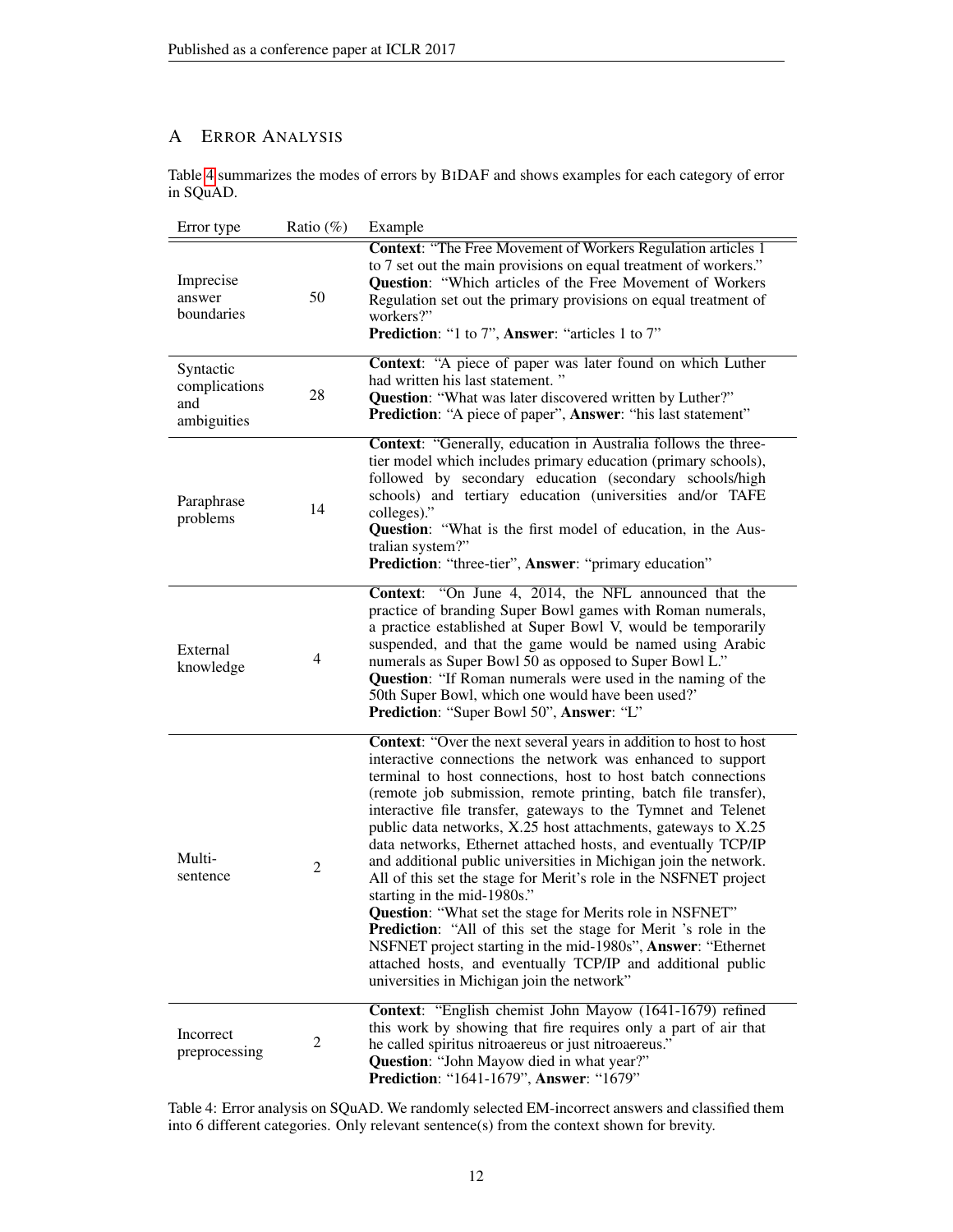# A Error Analysis

Table 4 summarizes the modes of errors by BiDAF and shows examples for each category of error in SQuAD.

| Error type | Ratio (%) | Example |
|---|---|---|
| Imprecise answer boundaries | 50 | **Context**: "The Free Movement of Workers Regulation articles 1 to 7 set out the main provisions on equal treatment of workers." **Question**: "Which articles of the Free Movement of Workers Regulation set out the primary provisions on equal treatment of workers?" **Prediction**: "1 to 7", **Answer**: "articles 1 to 7" |
| Syntactic complications and ambiguities | 28 | **Context**: "A piece of paper was later found on which Luther had written his last statement. " **Question**: "What was later discovered written by Luther?" **Prediction**: "A piece of paper", **Answer**: "his last statement" |
| Paraphrase problems | 14 | **Context**: "Generally, education in Australia follows the three-tier model which includes primary education (primary schools), followed by secondary education (secondary schools/high schools) and tertiary education (universities and/or TAFE colleges)." **Question**: "What is the first model of education, in the Australian system?" **Prediction**: "three-tier", **Answer**: "primary education" |
| External knowledge | 4 | **Context**: "On June 4, 2014, the NFL announced that the practice of branding Super Bowl games with Roman numerals, a practice established at Super Bowl V, would be temporarily suspended, and that the game would be named using Arabic numerals as Super Bowl 50 as opposed to Super Bowl L." **Question**: "If Roman numerals were used in the naming of the 50th Super Bowl, which one would have been used?' **Prediction**: "Super Bowl 50", **Answer**: "L" |
| Multi-sentence | 2 | **Context**: "Over the next several years in addition to host to host interactive connections the network was enhanced to support terminal to host connections, host to host batch connections (remote job submission, remote printing, batch file transfer), interactive file transfer, gateways to the Tymnet and Telenet public data networks, X.25 host attachments, gateways to X.25 data networks, Ethernet attached hosts, and eventually TCP/IP and additional public universities in Michigan join the network. All of this set the stage for Merit's role in the NSFNET project starting in the mid-1980s." **Question**: "What set the stage for Merits role in NSFNET" **Prediction**: "All of this set the stage for Merit 's role in the NSFNET project starting in the mid-1980s", **Answer**: "Ethernet attached hosts, and eventually TCP/IP and additional public universities in Michigan join the network" |
| Incorrect preprocessing | 2 | **Context**: "English chemist John Mayow (1641-1679) refined this work by showing that fire requires only a part of air that he called spiritus nitroaereus or just nitroaereus." **Question**: "John Mayow died in what year?" **Prediction**: "1641-1679", **Answer**: "1679" |

Table 4: Error analysis on SQuAD. We randomly selected EM-incorrect answers and classified them into 6 different categories. Only relevant sentence(s) from the context shown for brevity.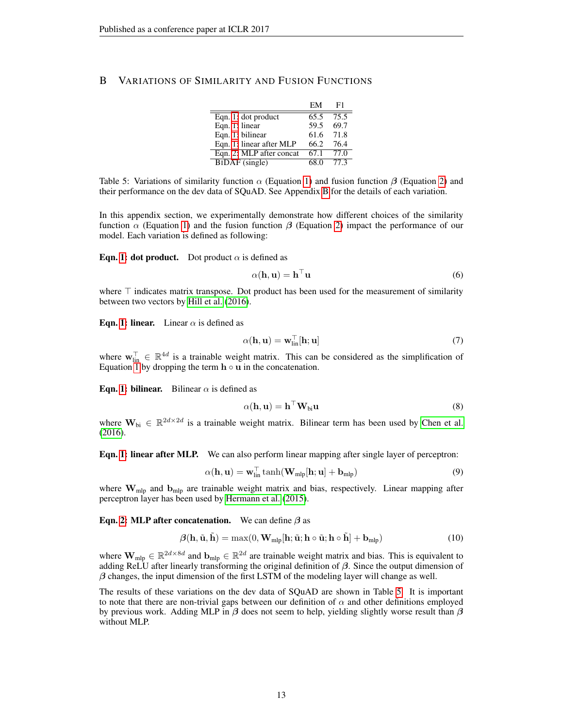## B Variations of Similarity and Fusion Functions

| | EM | F1 |
|---|---|---|
| Eqn. 1: dot product | 65.5 | 75.5 |
| Eqn. 1: linear | 59.5 | 69.7 |
| Eqn. 1: bilinear | 61.6 | 71.8 |
| Eqn. 1: linear after MLP | 66.2 | 76.4 |
| Eqn. 2: MLP after concat | 67.1 | 77.0 |
| BiDAF (single) | 68.0 | 77.3 |

Table 5: Variations of similarity function $\alpha$ (Equation 1) and fusion function $\boldsymbol{\beta}$ (Equation 2) and their performance on the dev data of SQuAD. See Appendix B for the details of each variation.

In this appendix section, we experimentally demonstrate how different choices of the similarity function $\alpha$ (Equation 1) and the fusion function $\boldsymbol{\beta}$ (Equation 2) impact the performance of our model. Each variation is defined as following:

**Eqn. 1: dot product.** Dot product $\alpha$ is defined as

$$\alpha(\mathbf{h}, \mathbf{u}) = \mathbf{h}^\top \mathbf{u} \tag{6}$$

where $\top$ indicates matrix transpose. Dot product has been used for the measurement of similarity between two vectors by Hill et al. (2016).

**Eqn. 1: linear.** Linear $\alpha$ is defined as

$$\alpha(\mathbf{h}, \mathbf{u}) = \mathbf{w}_{\text{lin}}^\top [\mathbf{h}; \mathbf{u}] \tag{7}$$

where $\mathbf{w}_{\text{lin}}^\top \in \mathbb{R}^{4d}$ is a trainable weight matrix. This can be considered as the simplification of Equation 1 by dropping the term $\mathbf{h} \circ \mathbf{u}$ in the concatenation.

**Eqn. 1: bilinear.** Bilinear $\alpha$ is defined as

$$\alpha(\mathbf{h}, \mathbf{u}) = \mathbf{h}^\top \mathbf{W}_{\text{bi}} \mathbf{u} \tag{8}$$

where $\mathbf{W}_{\text{bi}} \in \mathbb{R}^{2d \times 2d}$ is a trainable weight matrix. Bilinear term has been used by Chen et al. (2016).

**Eqn. 1: linear after MLP.** We can also perform linear mapping after single layer of perceptron:

$$\alpha(\mathbf{h}, \mathbf{u}) = \mathbf{w}_{\text{lin}}^\top \tanh(\mathbf{W}_{\text{mlp}}[\mathbf{h}; \mathbf{u}] + \mathbf{b}_{\text{mlp}}) \tag{9}$$

where $\mathbf{W}_{\text{mlp}}$ and $\mathbf{b}_{\text{mlp}}$ are trainable weight matrix and bias, respectively. Linear mapping after perceptron layer has been used by Hermann et al. (2015).

**Eqn. 2: MLP after concatenation.** We can define $\boldsymbol{\beta}$ as

$$\boldsymbol{\beta}(\mathbf{h}, \tilde{\mathbf{u}}, \tilde{\mathbf{h}}) = \max(0, \mathbf{W}_{\text{mlp}}[\mathbf{h}; \tilde{\mathbf{u}}; \mathbf{h} \circ \tilde{\mathbf{u}}; \mathbf{h} \circ \tilde{\mathbf{h}}] + \mathbf{b}_{\text{mlp}}) \tag{10}$$

where $\mathbf{W}_{\text{mlp}} \in \mathbb{R}^{2d \times 8d}$ and $\mathbf{b}_{\text{mlp}} \in \mathbb{R}^{2d}$ are trainable weight matrix and bias. This is equivalent to adding ReLU after linearly transforming the original definition of $\boldsymbol{\beta}$. Since the output dimension of $\boldsymbol{\beta}$ changes, the input dimension of the first LSTM of the modeling layer will change as well.

The results of these variations on the dev data of SQuAD are shown in Table 5. It is important to note that there are non-trivial gaps between our definition of $\alpha$ and other definitions employed by previous work. Adding MLP in $\boldsymbol{\beta}$ does not seem to help, yielding slightly worse result than $\boldsymbol{\beta}$ without MLP.